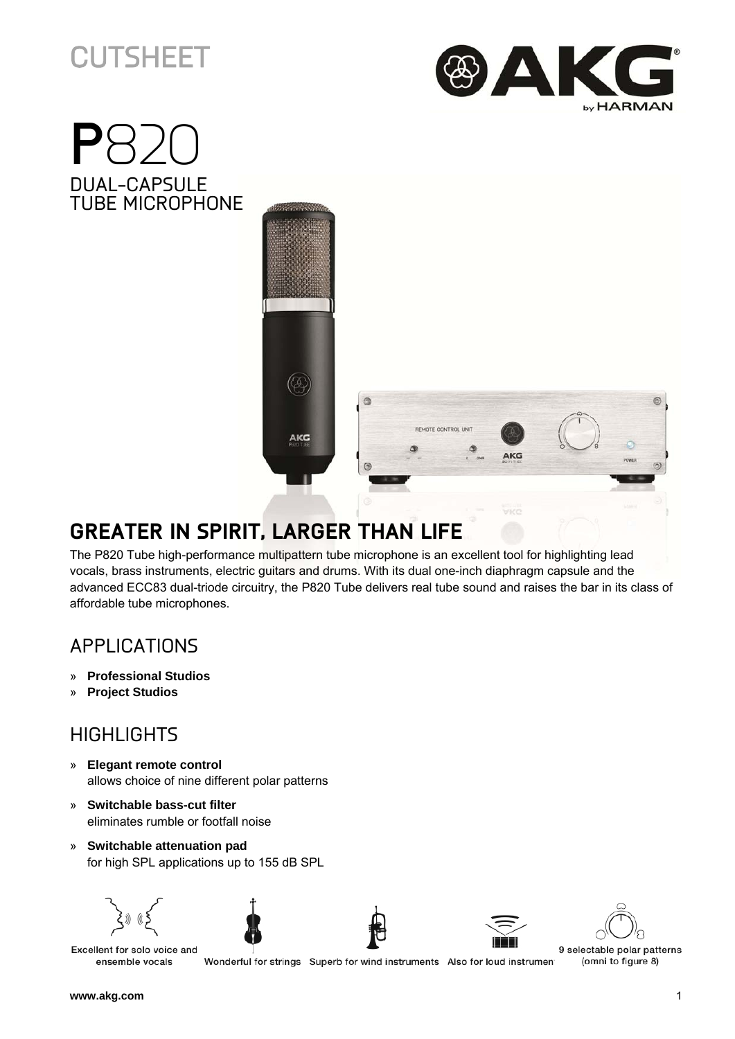CUTSHEET

# P820

## DUAL-CAPSULE TUBE MICROPHONE

## GREATER IN SPIRIT, LARGER THAN LIFE

The P820 Tube high-performance multipattern tube microphone is an excellent tool for highlighting lead vocals, brass instruments, electric guitars and drums. With its dual one-inch diaphragm capsule and the advanced ECC83 dual-triode circuitry, the P820 Tube delivers real tube sound and raises the bar in its class of affordable tube microphones.

## APPLICATIONS

» **Professional Studios**
» **Project Studios**

## HIGHLIGHTS

» **Elegant remote control**
allows choice of nine different polar patterns

» **Switchable bass-cut filter**
eliminates rumble or footfall noise

» **Switchable attenuation pad**
for high SPL applications up to 155 dB SPL

Excellent for solo voice and ensemble vocals

Wonderful for strings

Superb for wind instruments

Also for loud instrumen

9 selectable polar patterns (omni to figure 8)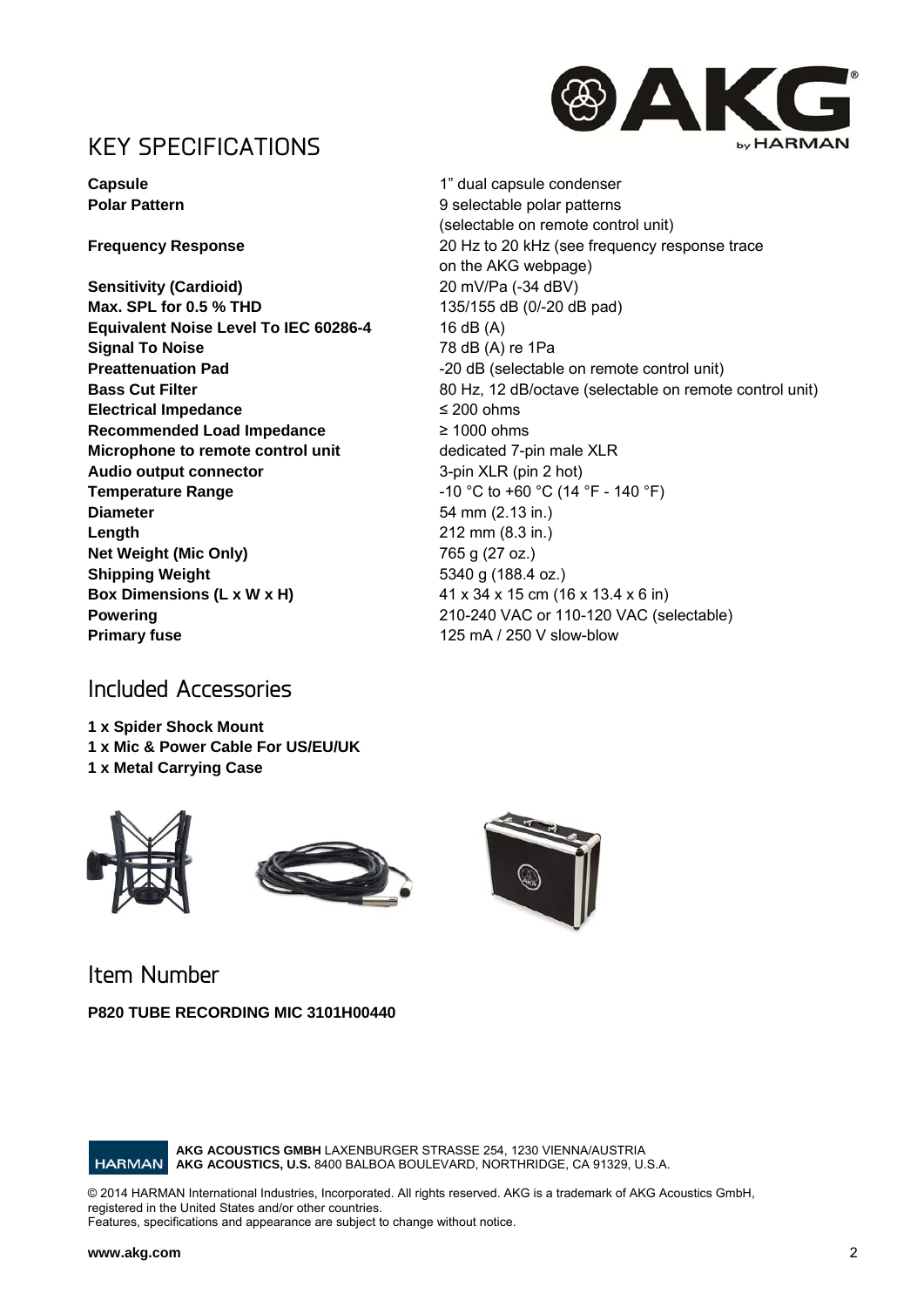# KEY SPECIFICATIONS

| | |
|---|---|
| **Capsule** | 1" dual capsule condenser |
| **Polar Pattern** | 9 selectable polar patterns (selectable on remote control unit) |
| **Frequency Response** | 20 Hz to 20 kHz (see frequency response trace on the AKG webpage) |
| **Sensitivity (Cardioid)** | 20 mV/Pa (-34 dBV) |
| **Max. SPL for 0.5 % THD** | 135/155 dB (0/-20 dB pad) |
| **Equivalent Noise Level To IEC 60286-4** | 16 dB (A) |
| **Signal To Noise** | 78 dB (A) re 1Pa |
| **Preattenuation Pad** | -20 dB (selectable on remote control unit) |
| **Bass Cut Filter** | 80 Hz, 12 dB/octave (selectable on remote control unit) |
| **Electrical Impedance** | ≤ 200 ohms |
| **Recommended Load Impedance** | ≥ 1000 ohms |
| **Microphone to remote control unit** | dedicated 7-pin male XLR |
| **Audio output connector** | 3-pin XLR (pin 2 hot) |
| **Temperature Range** | -10 °C to +60 °C (14 °F - 140 °F) |
| **Diameter** | 54 mm (2.13 in.) |
| **Length** | 212 mm (8.3 in.) |
| **Net Weight (Mic Only)** | 765 g (27 oz.) |
| **Shipping Weight** | 5340 g (188.4 oz.) |
| **Box Dimensions (L x W x H)** | 41 x 34 x 15 cm (16 x 13.4 x 6 in) |
| **Powering** | 210-240 VAC or 110-120 VAC (selectable) |
| **Primary fuse** | 125 mA / 250 V slow-blow |

## Included Accessories

**1 x Spider Shock Mount**
**1 x Mic & Power Cable For US/EU/UK**
**1 x Metal Carrying Case**

## Item Number

**P820 TUBE RECORDING MIC 3101H00440**

**AKG ACOUSTICS GMBH** LAXENBURGER STRASSE 254, 1230 VIENNA/AUSTRIA
**AKG ACOUSTICS, U.S.** 8400 BALBOA BOULEVARD, NORTHRIDGE, CA 91329, U.S.A.

© 2014 HARMAN International Industries, Incorporated. All rights reserved. AKG is a trademark of AKG Acoustics GmbH, registered in the United States and/or other countries.
Features, specifications and appearance are subject to change without notice.

**www.akg.com**